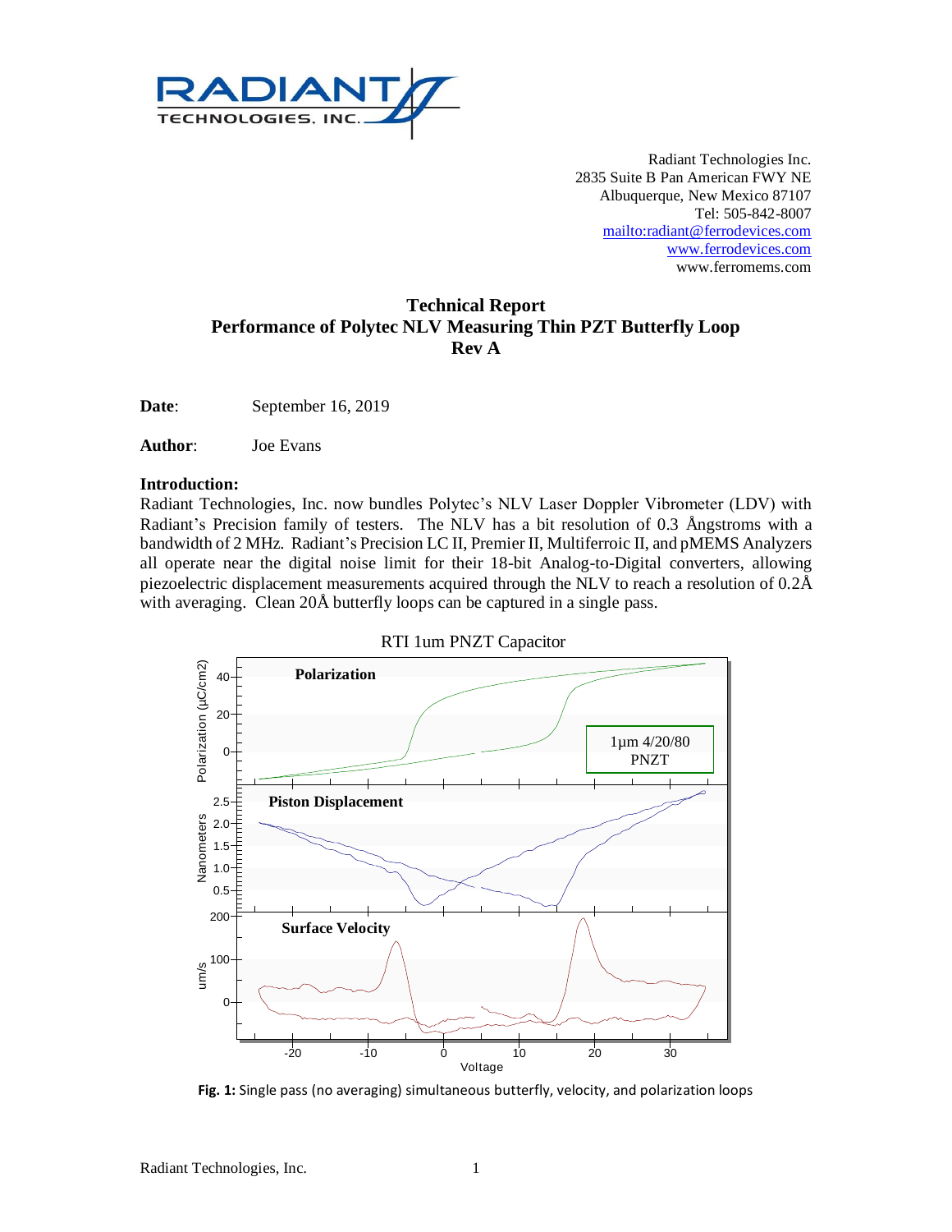Radiant Technologies Inc.
2835 Suite B Pan American FWY NE
Albuquerque, New Mexico 87107
Tel: 505-842-8007
mailto:radiant@ferrodevices.com
www.ferrodevices.com
www.ferromems.com

# Technical Report
# Performance of Polytec NLV Measuring Thin PZT Butterfly Loop
# Rev A

**Date**: September 16, 2019

**Author**: Joe Evans

**Introduction:**

Radiant Technologies, Inc. now bundles Polytec's NLV Laser Doppler Vibrometer (LDV) with Radiant's Precision family of testers. The NLV has a bit resolution of 0.3 Ångstroms with a bandwidth of 2 MHz. Radiant's Precision LC II, Premier II, Multiferroic II, and pMEMS Analyzers all operate near the digital noise limit for their 18-bit Analog-to-Digital converters, allowing piezoelectric displacement measurements acquired through the NLV to reach a resolution of 0.2Å with averaging. Clean 20Å butterfly loops can be captured in a single pass.

RTI 1um PNZT Capacitor

**Fig. 1:** Single pass (no averaging) simultaneous butterfly, velocity, and polarization loops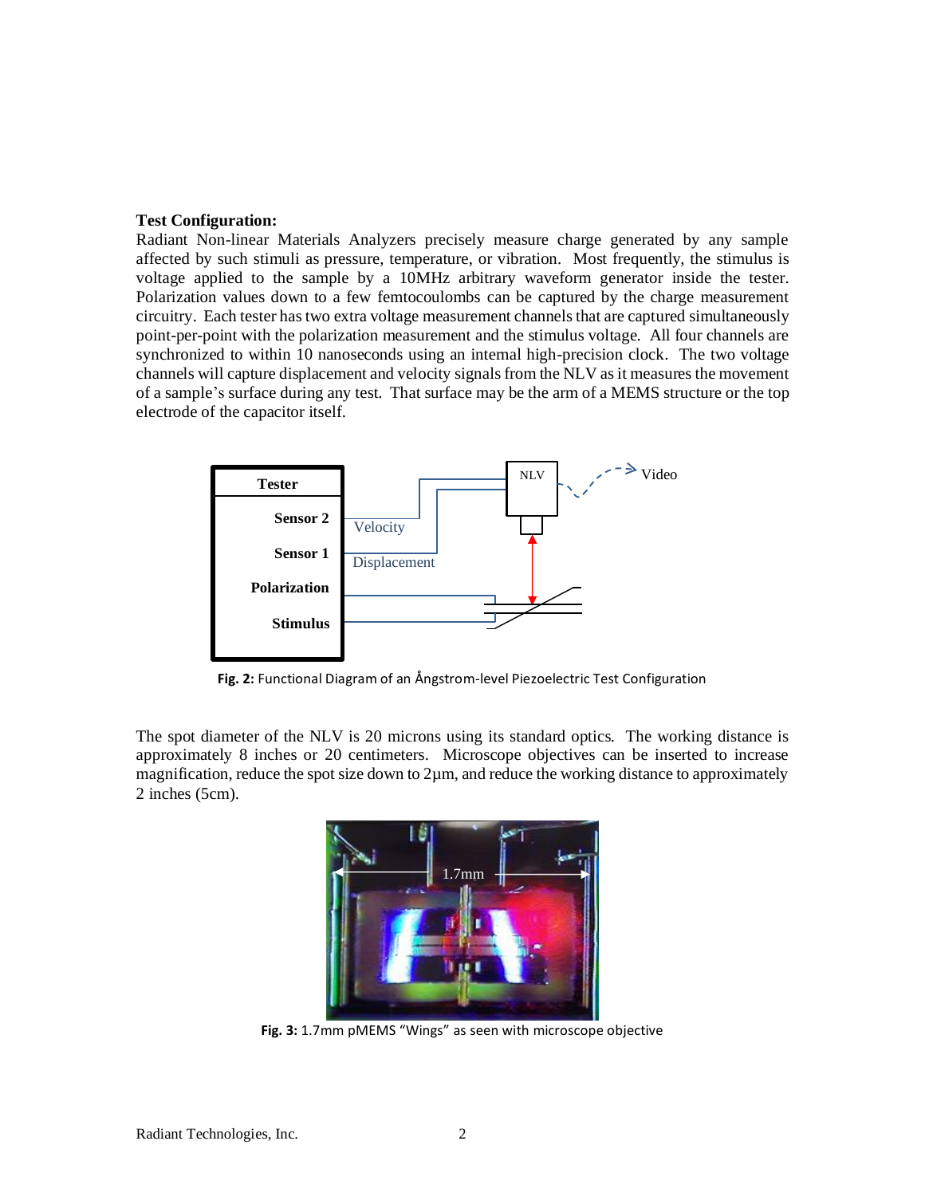**Test Configuration:**

Radiant Non-linear Materials Analyzers precisely measure charge generated by any sample affected by such stimuli as pressure, temperature, or vibration. Most frequently, the stimulus is voltage applied to the sample by a 10MHz arbitrary waveform generator inside the tester. Polarization values down to a few femtocoulombs can be captured by the charge measurement circuitry. Each tester has two extra voltage measurement channels that are captured simultaneously point-per-point with the polarization measurement and the stimulus voltage. All four channels are synchronized to within 10 nanoseconds using an internal high-precision clock. The two voltage channels will capture displacement and velocity signals from the NLV as it measures the movement of a sample's surface during any test. That surface may be the arm of a MEMS structure or the top electrode of the capacitor itself.

**Fig. 2:** Functional Diagram of an Ångstrom-level Piezoelectric Test Configuration

The spot diameter of the NLV is 20 microns using its standard optics. The working distance is approximately 8 inches or 20 centimeters. Microscope objectives can be inserted to increase magnification, reduce the spot size down to 2µm, and reduce the working distance to approximately 2 inches (5cm).

**Fig. 3:** 1.7mm pMEMS "Wings" as seen with microscope objective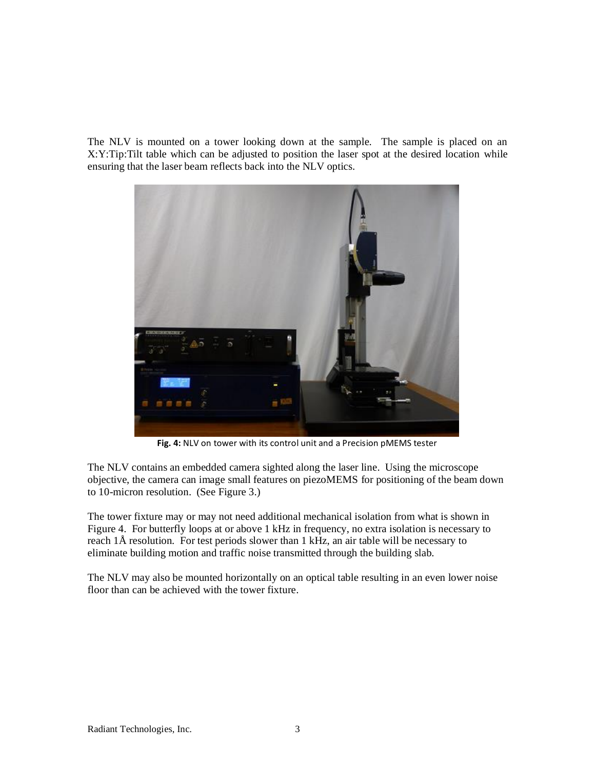The NLV is mounted on a tower looking down at the sample. The sample is placed on an X:Y:Tip:Tilt table which can be adjusted to position the laser spot at the desired location while ensuring that the laser beam reflects back into the NLV optics.

**Fig. 4:** NLV on tower with its control unit and a Precision pMEMS tester

The NLV contains an embedded camera sighted along the laser line. Using the microscope objective, the camera can image small features on piezoMEMS for positioning of the beam down to 10-micron resolution. (See Figure 3.)

The tower fixture may or may not need additional mechanical isolation from what is shown in Figure 4. For butterfly loops at or above 1 kHz in frequency, no extra isolation is necessary to reach 1Å resolution. For test periods slower than 1 kHz, an air table will be necessary to eliminate building motion and traffic noise transmitted through the building slab.

The NLV may also be mounted horizontally on an optical table resulting in an even lower noise floor than can be achieved with the tower fixture.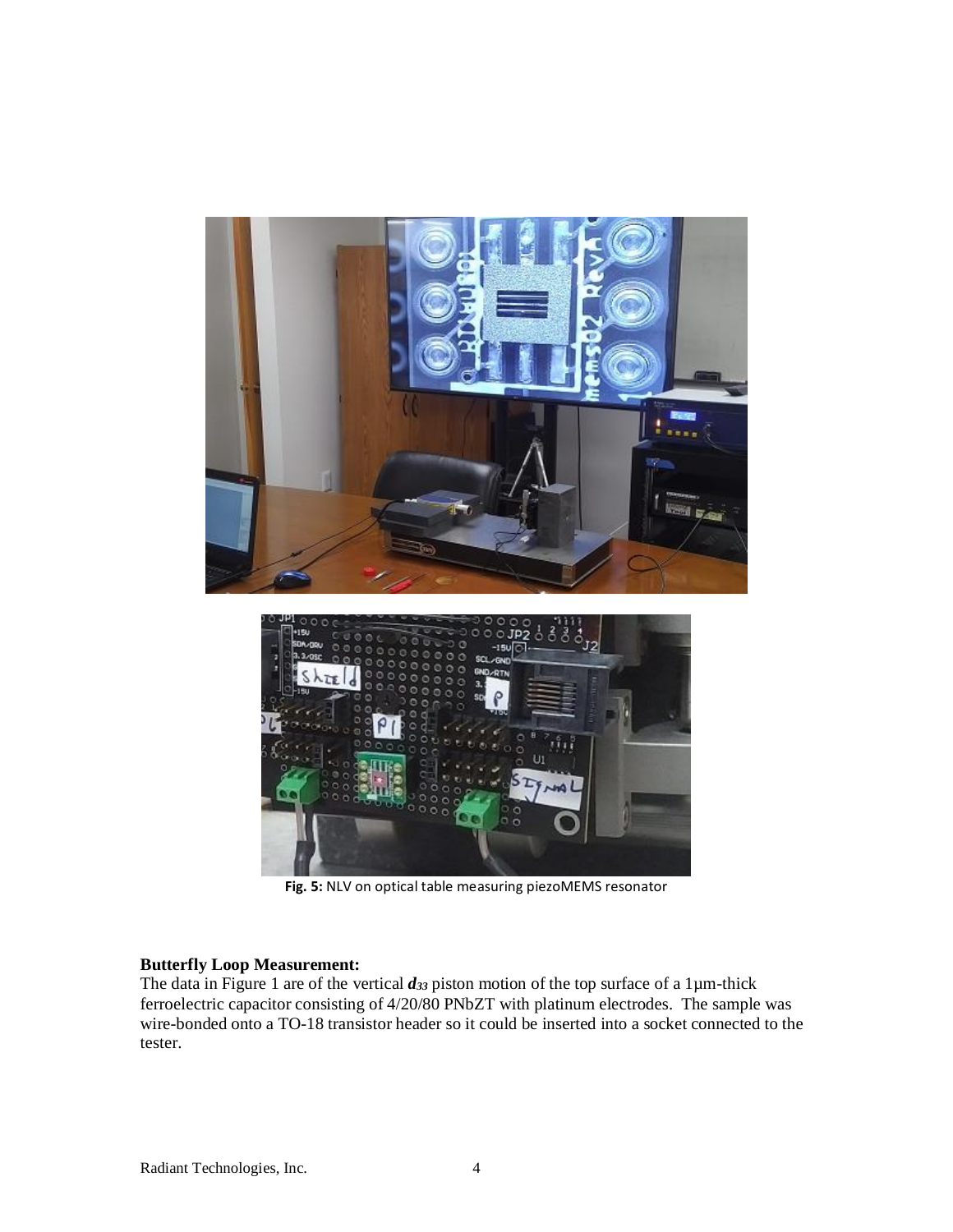Fig. 5: NLV on optical table measuring piezoMEMS resonator

**Butterfly Loop Measurement:**

The data in Figure 1 are of the vertical $d_{33}$ piston motion of the top surface of a 1µm-thick ferroelectric capacitor consisting of 4/20/80 PNbZT with platinum electrodes. The sample was wire-bonded onto a TO-18 transistor header so it could be inserted into a socket connected to the tester.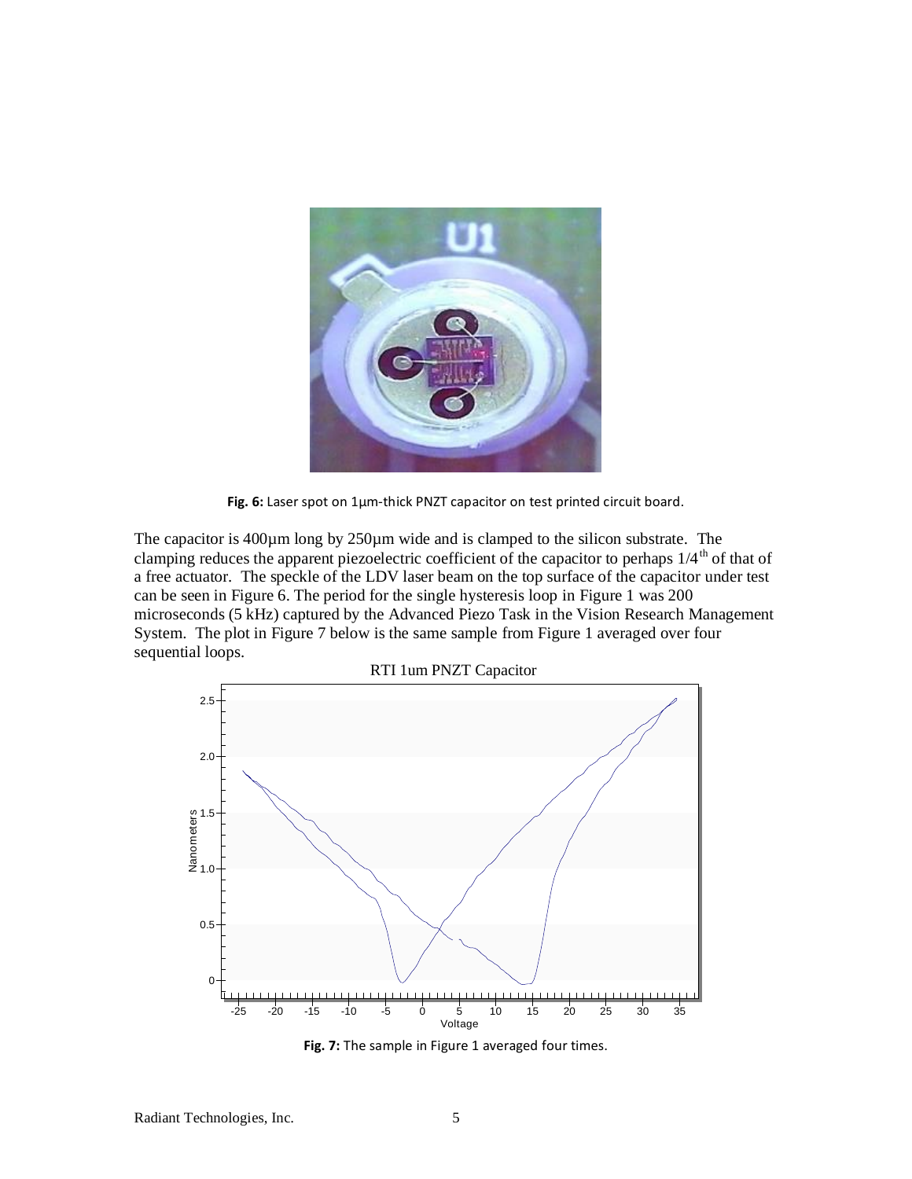Fig. 6: Laser spot on 1µm-thick PNZT capacitor on test printed circuit board.

The capacitor is 400µm long by 250µm wide and is clamped to the silicon substrate. The clamping reduces the apparent piezoelectric coefficient of the capacitor to perhaps 1/4$^{th}$ of that of a free actuator. The speckle of the LDV laser beam on the top surface of the capacitor under test can be seen in Figure 6. The period for the single hysteresis loop in Figure 1 was 200 microseconds (5 kHz) captured by the Advanced Piezo Task in the Vision Research Management System. The plot in Figure 7 below is the same sample from Figure 1 averaged over four sequential loops.

Fig. 7: The sample in Figure 1 averaged four times.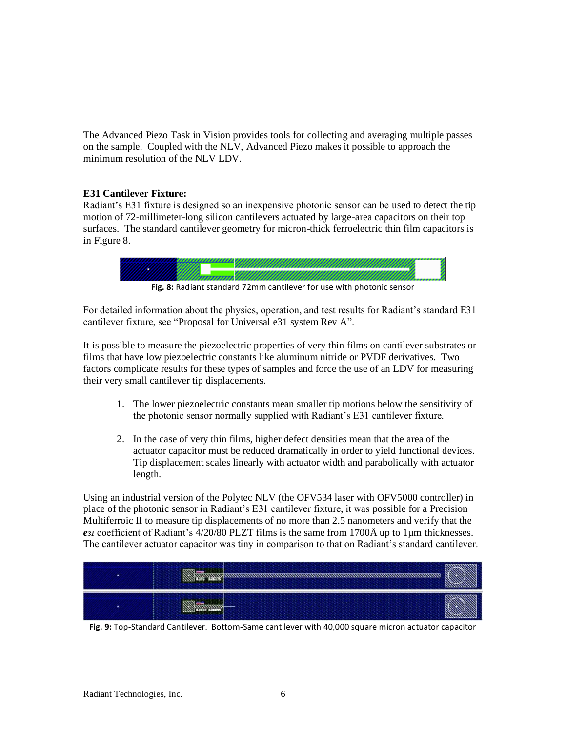The Advanced Piezo Task in Vision provides tools for collecting and averaging multiple passes on the sample. Coupled with the NLV, Advanced Piezo makes it possible to approach the minimum resolution of the NLV LDV.

**E31 Cantilever Fixture:**

Radiant's E31 fixture is designed so an inexpensive photonic sensor can be used to detect the tip motion of 72-millimeter-long silicon cantilevers actuated by large-area capacitors on their top surfaces. The standard cantilever geometry for micron-thick ferroelectric thin film capacitors is in Figure 8.

**Fig. 8:** Radiant standard 72mm cantilever for use with photonic sensor

For detailed information about the physics, operation, and test results for Radiant's standard E31 cantilever fixture, see "Proposal for Universal e31 system Rev A".

It is possible to measure the piezoelectric properties of very thin films on cantilever substrates or films that have low piezoelectric constants like aluminum nitride or PVDF derivatives. Two factors complicate results for these types of samples and force the use of an LDV for measuring their very small cantilever tip displacements.

1. The lower piezoelectric constants mean smaller tip motions below the sensitivity of the photonic sensor normally supplied with Radiant's E31 cantilever fixture.
2. In the case of very thin films, higher defect densities mean that the area of the actuator capacitor must be reduced dramatically in order to yield functional devices. Tip displacement scales linearly with actuator width and parabolically with actuator length.

Using an industrial version of the Polytec NLV (the OFV534 laser with OFV5000 controller) in place of the photonic sensor in Radiant's E31 cantilever fixture, it was possible for a Precision Multiferroic II to measure tip displacements of no more than 2.5 nanometers and verify that the $e_{31}$ coefficient of Radiant's 4/20/80 PLZT films is the same from 1700Å up to 1µm thicknesses. The cantilever actuator capacitor was tiny in comparison to that on Radiant's standard cantilever.

**Fig. 9:** Top-Standard Cantilever. Bottom-Same cantilever with 40,000 square micron actuator capacitor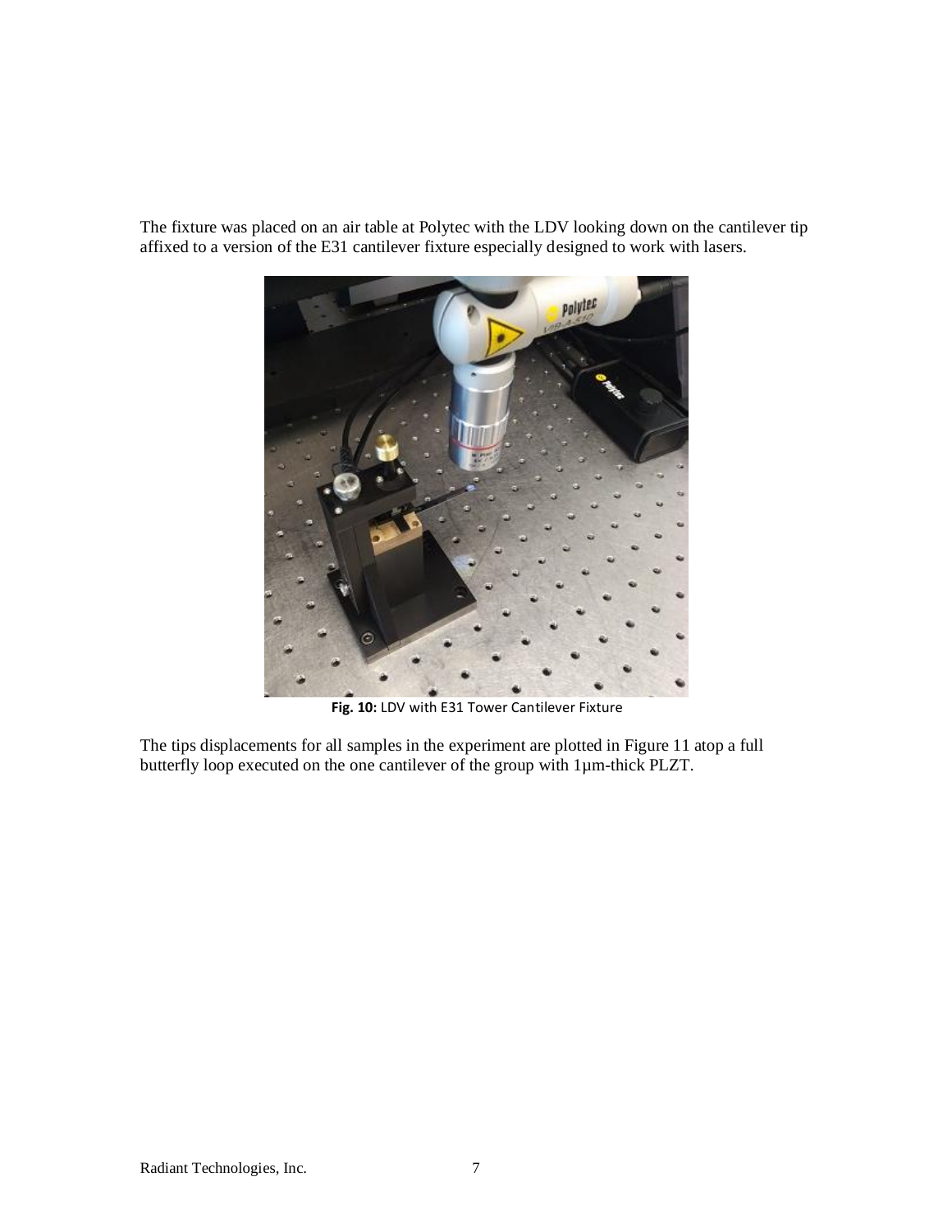The fixture was placed on an air table at Polytec with the LDV looking down on the cantilever tip affixed to a version of the E31 cantilever fixture especially designed to work with lasers.

**Fig. 10:** LDV with E31 Tower Cantilever Fixture

The tips displacements for all samples in the experiment are plotted in Figure 11 atop a full butterfly loop executed on the one cantilever of the group with 1µm-thick PLZT.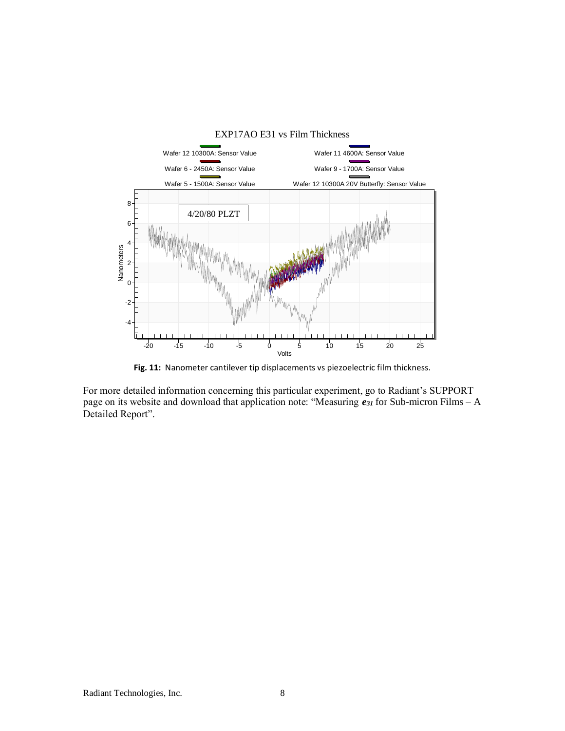EXP17AO E31 vs Film Thickness

Wafer 12 10300A: Sensor Value
Wafer 11 4600A: Sensor Value
Wafer 6 - 2450A: Sensor Value
Wafer 9 - 1700A: Sensor Value
Wafer 5 - 1500A: Sensor Value
Wafer 12 10300A 20V Butterfly: Sensor Value

4/20/80 PLZT

**Fig. 11:** Nanometer cantilever tip displacements vs piezoelectric film thickness.

For more detailed information concerning this particular experiment, go to Radiant's SUPPORT page on its website and download that application note: "Measuring $e_{31}$ for Sub-micron Films – A Detailed Report".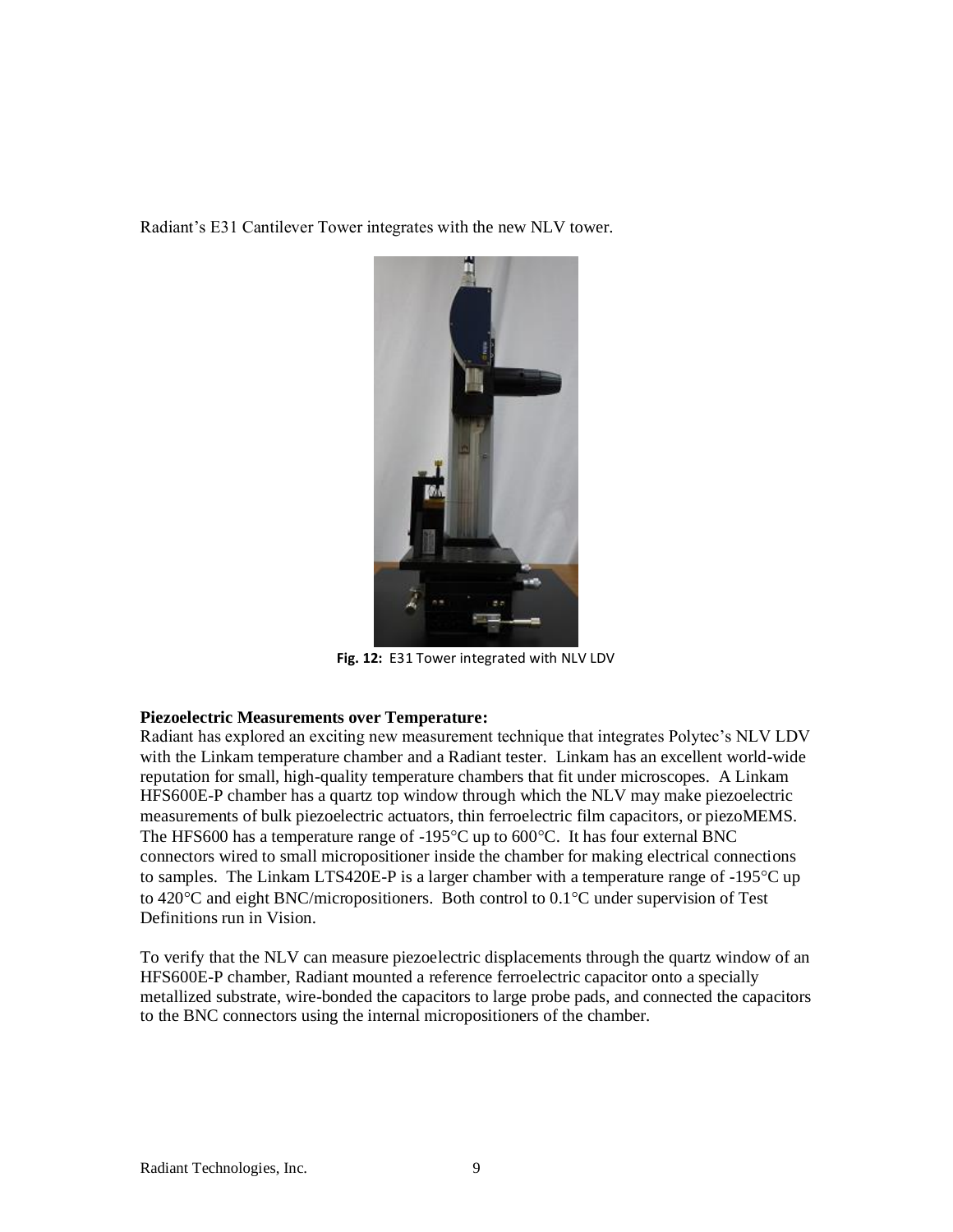Radiant's E31 Cantilever Tower integrates with the new NLV tower.

**Fig. 12:** E31 Tower integrated with NLV LDV

**Piezoelectric Measurements over Temperature:**

Radiant has explored an exciting new measurement technique that integrates Polytec's NLV LDV with the Linkam temperature chamber and a Radiant tester. Linkam has an excellent world-wide reputation for small, high-quality temperature chambers that fit under microscopes. A Linkam HFS600E-P chamber has a quartz top window through which the NLV may make piezoelectric measurements of bulk piezoelectric actuators, thin ferroelectric film capacitors, or piezoMEMS. The HFS600 has a temperature range of -195°C up to 600°C. It has four external BNC connectors wired to small micropositioner inside the chamber for making electrical connections to samples. The Linkam LTS420E-P is a larger chamber with a temperature range of -195°C up to 420°C and eight BNC/micropositioners. Both control to 0.1°C under supervision of Test Definitions run in Vision.

To verify that the NLV can measure piezoelectric displacements through the quartz window of an HFS600E-P chamber, Radiant mounted a reference ferroelectric capacitor onto a specially metallized substrate, wire-bonded the capacitors to large probe pads, and connected the capacitors to the BNC connectors using the internal micropositioners of the chamber.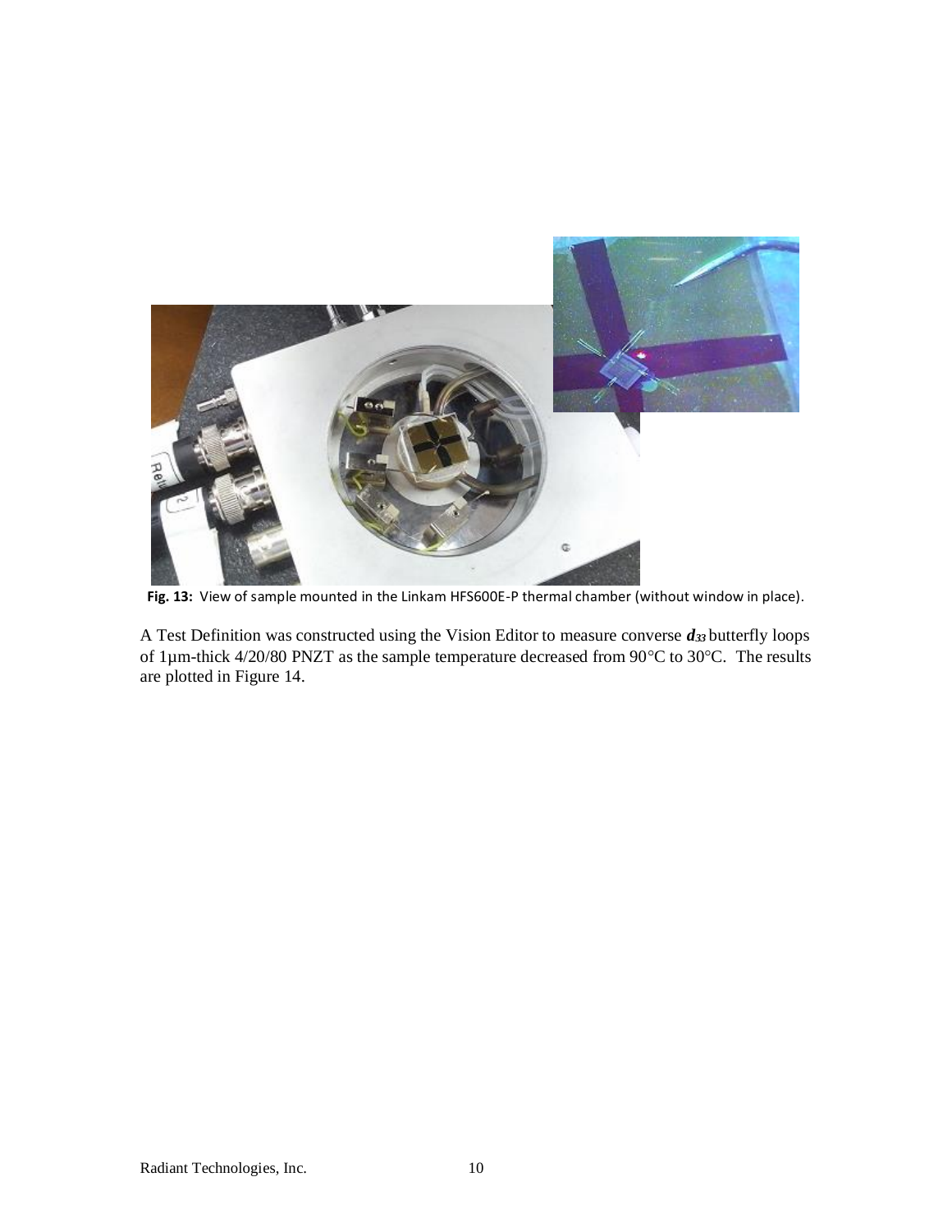**Fig. 13:** View of sample mounted in the Linkam HFS600E-P thermal chamber (without window in place).

A Test Definition was constructed using the Vision Editor to measure converse $d_{33}$ butterfly loops of 1µm-thick 4/20/80 PNZT as the sample temperature decreased from 90°C to 30°C. The results are plotted in Figure 14.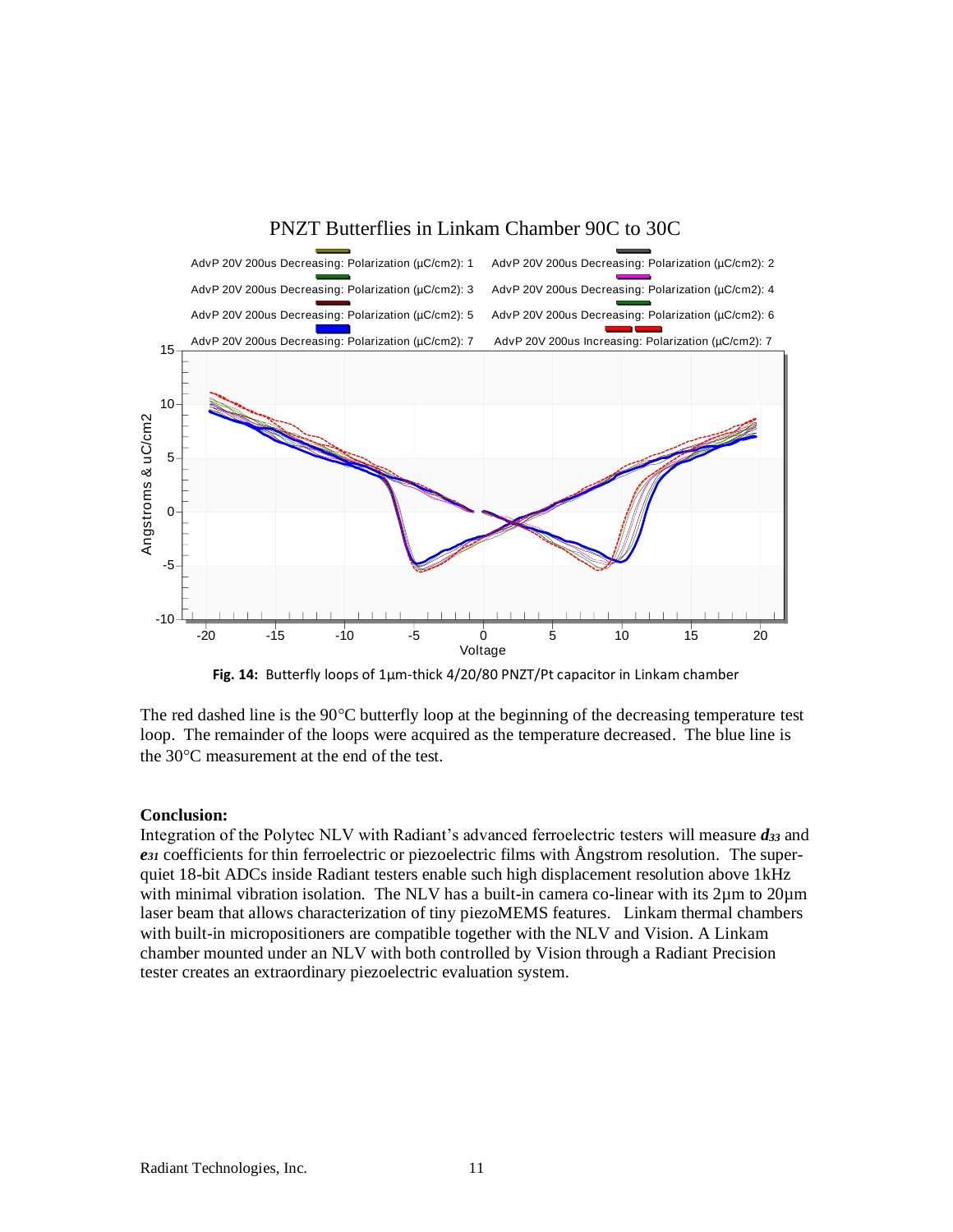PNZT Butterflies in Linkam Chamber 90C to 30C

AdvP 20V 200us Decreasing: Polarization (µC/cm2): 1
AdvP 20V 200us Decreasing: Polarization (µC/cm2): 2
AdvP 20V 200us Decreasing: Polarization (µC/cm2): 3
AdvP 20V 200us Decreasing: Polarization (µC/cm2): 4
AdvP 20V 200us Decreasing: Polarization (µC/cm2): 5
AdvP 20V 200us Decreasing: Polarization (µC/cm2): 6
AdvP 20V 200us Decreasing: Polarization (µC/cm2): 7
AdvP 20V 200us Increasing: Polarization (µC/cm2): 7

Angstroms & uC/cm2

15
10
5
0
-5
-10

-20 -15 -10 -5 0 5 10 15 20

Voltage

**Fig. 14:** Butterfly loops of 1µm-thick 4/20/80 PNZT/Pt capacitor in Linkam chamber

The red dashed line is the 90°C butterfly loop at the beginning of the decreasing temperature test loop. The remainder of the loops were acquired as the temperature decreased. The blue line is the 30°C measurement at the end of the test.

**Conclusion:**

Integration of the Polytec NLV with Radiant's advanced ferroelectric testers will measure $d_{33}$ and $e_{31}$ coefficients for thin ferroelectric or piezoelectric films with Ångstrom resolution. The super-quiet 18-bit ADCs inside Radiant testers enable such high displacement resolution above 1kHz with minimal vibration isolation. The NLV has a built-in camera co-linear with its 2µm to 20µm laser beam that allows characterization of tiny piezoMEMS features. Linkam thermal chambers with built-in micropositioners are compatible together with the NLV and Vision. A Linkam chamber mounted under an NLV with both controlled by Vision through a Radiant Precision tester creates an extraordinary piezoelectric evaluation system.